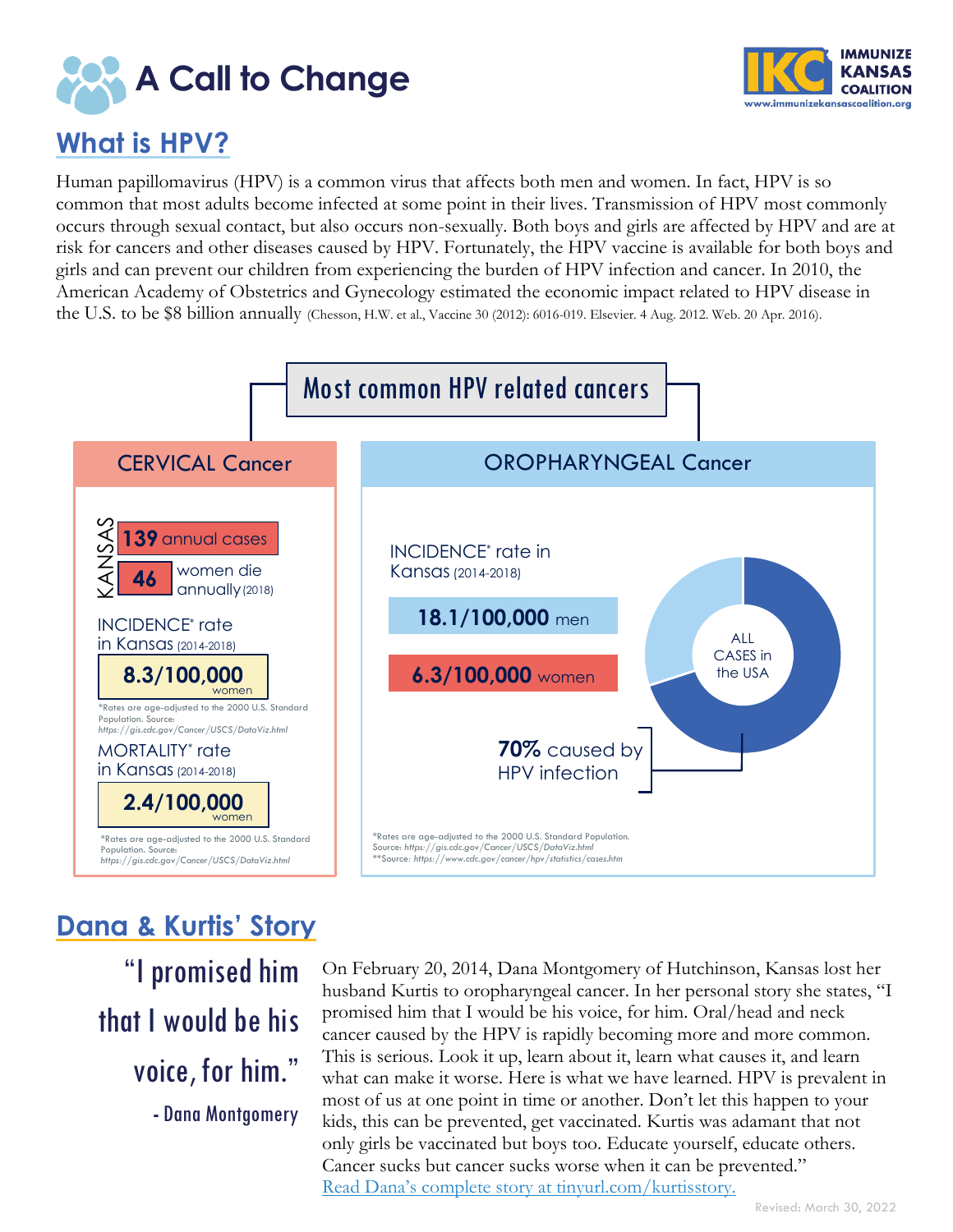# A Call to Change

IMMUNIZE KANSAS COALITION
www.immunizekansascoalition.org

## What is HPV?

Human papillomavirus (HPV) is a common virus that affects both men and women. In fact, HPV is so common that most adults become infected at some point in their lives. Transmission of HPV most commonly occurs through sexual contact, but also occurs non-sexually. Both boys and girls are affected by HPV and are at risk for cancers and other diseases caused by HPV. Fortunately, the HPV vaccine is available for both boys and girls and can prevent our children from experiencing the burden of HPV infection and cancer. In 2010, the American Academy of Obstetrics and Gynecology estimated the economic impact related to HPV disease in the U.S. to be $8 billion annually (Chesson, H.W. et al., Vaccine 30 (2012): 6016-019. Elsevier. 4 Aug. 2012. Web. 20 Apr. 2016).

### Most common HPV related cancers

#### CERVICAL Cancer

KANSAS

- **139** annual cases
- **46** women die annually (2018)

INCIDENCE* rate in Kansas (2014-2018)

**8.3/100,000** women

*Rates are age-adjusted to the 2000 U.S. Standard Population. Source: https://gis.cdc.gov/Cancer/USCS/DataViz.html

MORTALITY* rate in Kansas (2014-2018)

**2.4/100,000** women

*Rates are age-adjusted to the 2000 U.S. Standard Population. Source: https://gis.cdc.gov/Cancer/USCS/DataViz.html

#### OROPHARYNGEAL Cancer

INCIDENCE* rate in Kansas (2014-2018)

- **18.1/100,000** men
- **6.3/100,000** women

ALL CASES in the USA

**70%** caused by HPV infection

*Rates are age-adjusted to the 2000 U.S. Standard Population. Source: https://gis.cdc.gov/Cancer/USCS/DataViz.html
**Source: https://www.cdc.gov/cancer/hpv/statistics/cases.htm

## Dana & Kurtis' Story

> "I promised him that I would be his voice, for him."
> - Dana Montgomery

On February 20, 2014, Dana Montgomery of Hutchinson, Kansas lost her husband Kurtis to oropharyngeal cancer. In her personal story she states, "I promised him that I would be his voice, for him. Oral/head and neck cancer caused by the HPV is rapidly becoming more and more common. This is serious. Look it up, learn about it, learn what causes it, and learn what can make it worse. Here is what we have learned. HPV is prevalent in most of us at one point in time or another. Don't let this happen to your kids, this can be prevented, get vaccinated. Kurtis was adamant that not only girls be vaccinated but boys too. Educate yourself, educate others. Cancer sucks but cancer sucks worse when it can be prevented."
Read Dana's complete story at tinyurl.com/kurtisstory.

Revised: March 30, 2022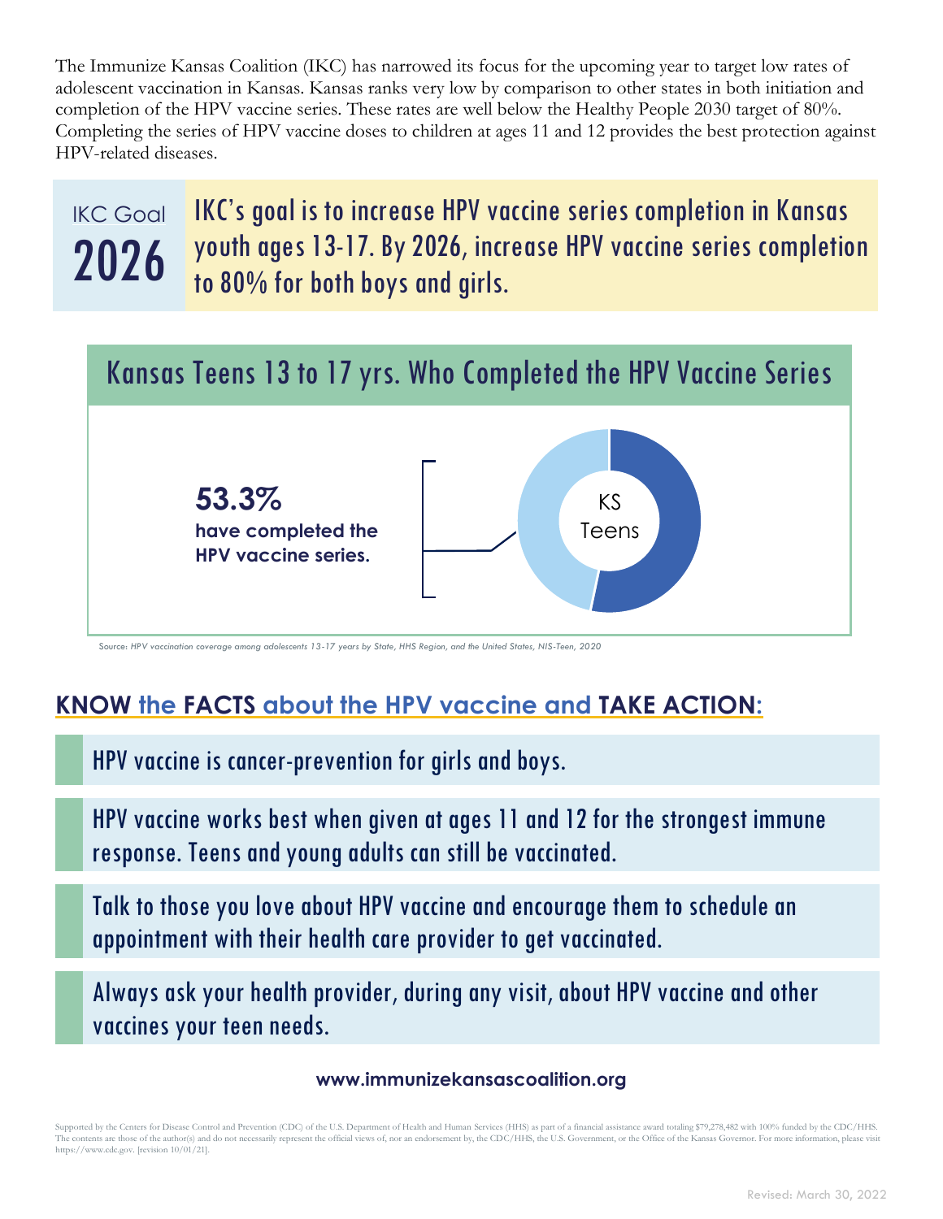The Immunize Kansas Coalition (IKC) has narrowed its focus for the upcoming year to target low rates of adolescent vaccination in Kansas. Kansas ranks very low by comparison to other states in both initiation and completion of the HPV vaccine series. These rates are well below the Healthy People 2030 target of 80%. Completing the series of HPV vaccine doses to children at ages 11 and 12 provides the best protection against HPV-related diseases.

**IKC Goal 2026**

IKC's goal is to increase HPV vaccine series completion in Kansas youth ages 13-17. By 2026, increase HPV vaccine series completion to 80% for both boys and girls.

## Kansas Teens 13 to 17 yrs. Who Completed the HPV Vaccine Series

**53.3%**
**have completed the HPV vaccine series.**

KS Teens

*Source: HPV vaccination coverage among adolescents 13-17 years by State, HHS Region, and the United States, NIS-Teen, 2020*

## KNOW the FACTS about the HPV vaccine and TAKE ACTION:

- HPV vaccine is cancer-prevention for girls and boys.
- HPV vaccine works best when given at ages 11 and 12 for the strongest immune response. Teens and young adults can still be vaccinated.
- Talk to those you love about HPV vaccine and encourage them to schedule an appointment with their health care provider to get vaccinated.
- Always ask your health provider, during any visit, about HPV vaccine and other vaccines your teen needs.

**www.immunizekansascoalition.org**

Supported by the Centers for Disease Control and Prevention (CDC) of the U.S. Department of Health and Human Services (HHS) as part of a financial assistance award totaling $79,278,482 with 100% funded by the CDC/HHS. The contents are those of the author(s) and do not necessarily represent the official views of, nor an endorsement by, the CDC/HHS, the U.S. Government, or the Office of the Kansas Governor. For more information, please visit https://www.cdc.gov. [revision 10/01/21].

Revised: March 30, 2022